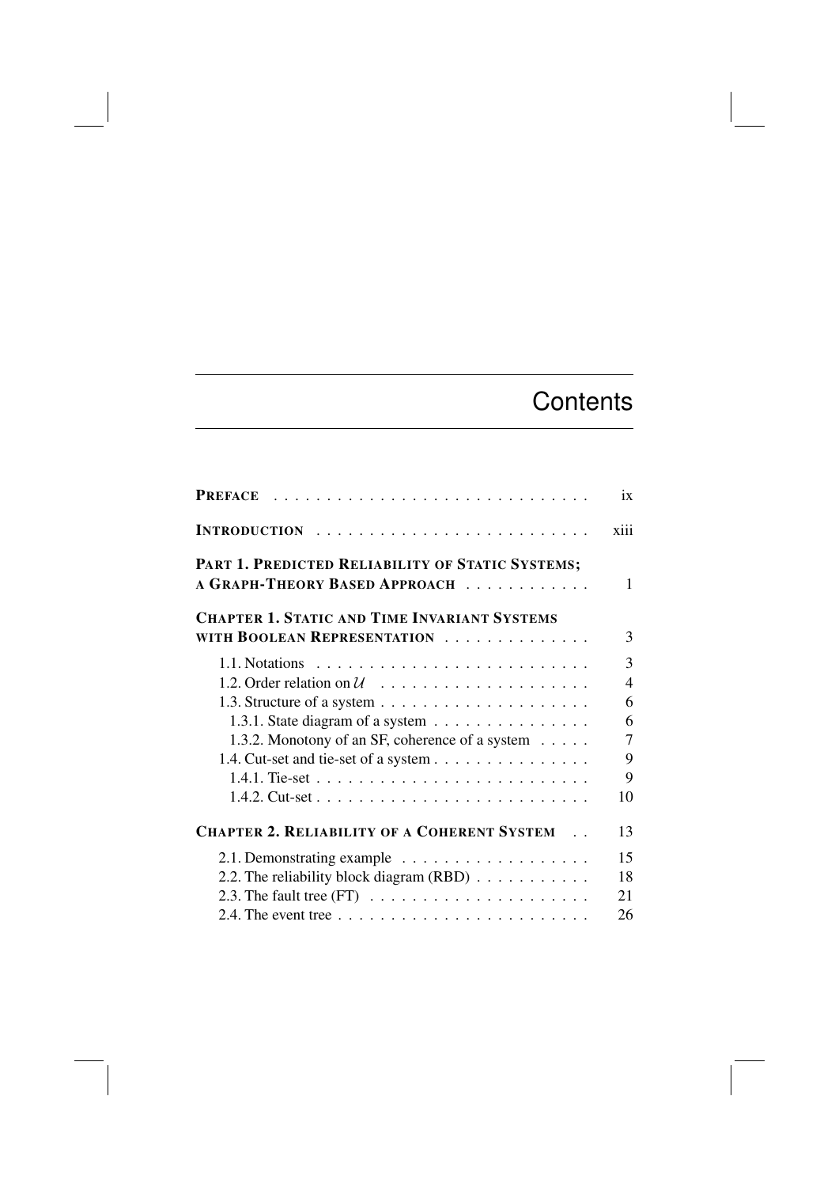# Contents

| | |
|---|---|
| **PREFACE** | ix |
| **INTRODUCTION** | xiii |
| **PART 1. PREDICTED RELIABILITY OF STATIC SYSTEMS; A GRAPH-THEORY BASED APPROACH** | 1 |
| **CHAPTER 1. STATIC AND TIME INVARIANT SYSTEMS WITH BOOLEAN REPRESENTATION** | 3 |
| 1.1. Notations | 3 |
| 1.2. Order relation on $\mathcal{U}$ | 4 |
| 1.3. Structure of a system | 6 |
| 1.3.1. State diagram of a system | 6 |
| 1.3.2. Monotony of an SF, coherence of a system | 7 |
| 1.4. Cut-set and tie-set of a system | 9 |
| 1.4.1. Tie-set | 9 |
| 1.4.2. Cut-set | 10 |
| **CHAPTER 2. RELIABILITY OF A COHERENT SYSTEM** | 13 |
| 2.1. Demonstrating example | 15 |
| 2.2. The reliability block diagram (RBD) | 18 |
| 2.3. The fault tree (FT) | 21 |
| 2.4. The event tree | 26 |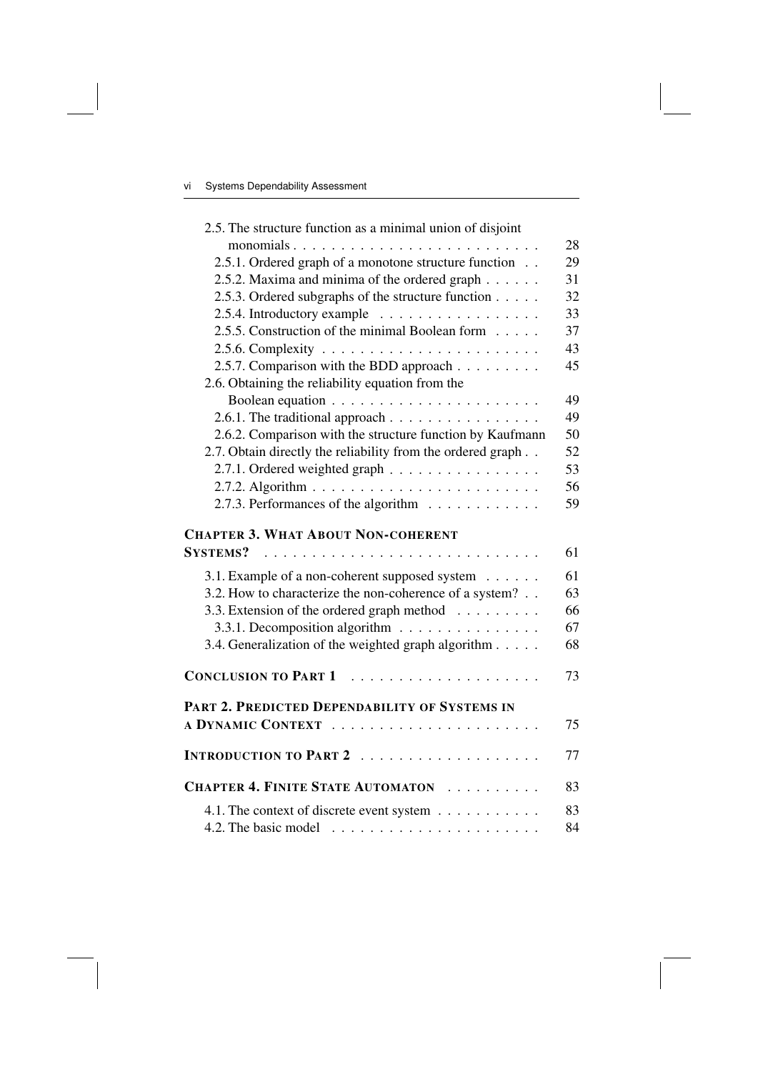2.5. The structure function as a minimal union of disjoint monomials . . . . . . . . . . . . . . . . . . . . . . . . . . 28
- 2.5.1. Ordered graph of a monotone structure function . . 29
- 2.5.2. Maxima and minima of the ordered graph . . . . . . 31
- 2.5.3. Ordered subgraphs of the structure function . . . . . 32
- 2.5.4. Introductory example . . . . . . . . . . . . . . . . . 33
- 2.5.5. Construction of the minimal Boolean form . . . . . 37
- 2.5.6. Complexity . . . . . . . . . . . . . . . . . . . . . . . 43
- 2.5.7. Comparison with the BDD approach . . . . . . . . . 45

2.6. Obtaining the reliability equation from the Boolean equation . . . . . . . . . . . . . . . . . . . . . . 49
- 2.6.1. The traditional approach . . . . . . . . . . . . . . . . 49
- 2.6.2. Comparison with the structure function by Kaufmann 50

2.7. Obtain directly the reliability from the ordered graph . . 52
- 2.7.1. Ordered weighted graph . . . . . . . . . . . . . . . . 53
- 2.7.2. Algorithm . . . . . . . . . . . . . . . . . . . . . . . . 56
- 2.7.3. Performances of the algorithm . . . . . . . . . . . . 59

**CHAPTER 3. WHAT ABOUT NON-COHERENT SYSTEMS?** . . . . . . . . . . . . . . . . . . . . . . . . . . . . 61

3.1. Example of a non-coherent supposed system . . . . . . 61
3.2. How to characterize the non-coherence of a system? . . 63
3.3. Extension of the ordered graph method . . . . . . . . . 66
- 3.3.1. Decomposition algorithm . . . . . . . . . . . . . . . 67

3.4. Generalization of the weighted graph algorithm . . . . . 68

**CONCLUSION TO PART 1** . . . . . . . . . . . . . . . . . . . . 73

**PART 2. PREDICTED DEPENDABILITY OF SYSTEMS IN A DYNAMIC CONTEXT** . . . . . . . . . . . . . . . . . . . . . . 75

**INTRODUCTION TO PART 2** . . . . . . . . . . . . . . . . . . . 77

**CHAPTER 4. FINITE STATE AUTOMATON** . . . . . . . . . . 83

4.1. The context of discrete event system . . . . . . . . . . . 83
4.2. The basic model . . . . . . . . . . . . . . . . . . . . . . 84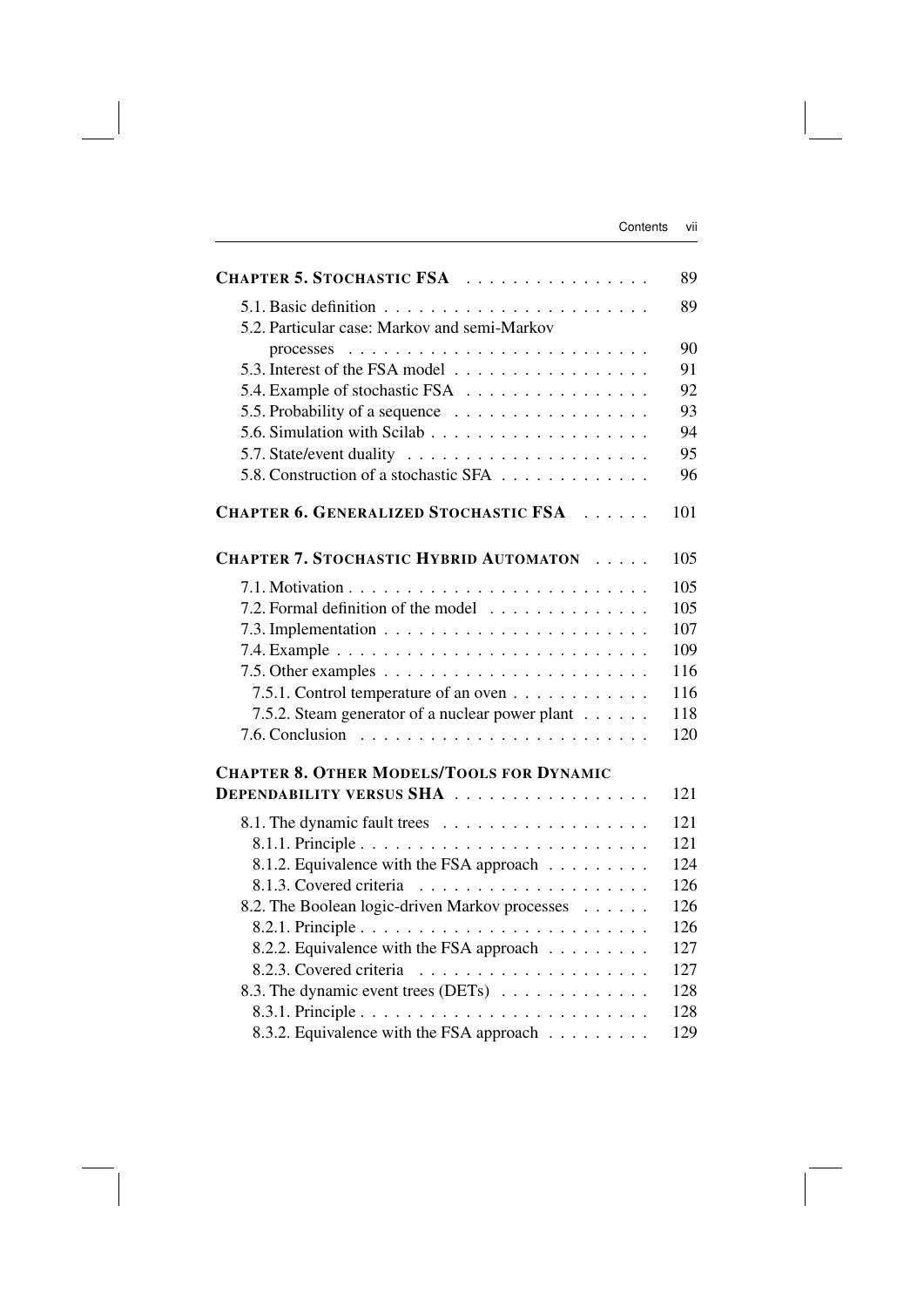**CHAPTER 5. STOCHASTIC FSA** . . . . . . . . . . . . . . . . 89

5.1. Basic definition . . . . . . . . . . . . . . . . . . . . . . . 89
5.2. Particular case: Markov and semi-Markov processes . . . . . . . . . . . . . . . . . . . . . . . . . . 90
5.3. Interest of the FSA model . . . . . . . . . . . . . . . . . 91
5.4. Example of stochastic FSA . . . . . . . . . . . . . . . . 92
5.5. Probability of a sequence . . . . . . . . . . . . . . . . . 93
5.6. Simulation with Scilab . . . . . . . . . . . . . . . . . . . 94
5.7. State/event duality . . . . . . . . . . . . . . . . . . . . . 95
5.8. Construction of a stochastic SFA . . . . . . . . . . . . . 96

**CHAPTER 6. GENERALIZED STOCHASTIC FSA** . . . . . . 101

**CHAPTER 7. STOCHASTIC HYBRID AUTOMATON** . . . . . 105

7.1. Motivation . . . . . . . . . . . . . . . . . . . . . . . . . . 105
7.2. Formal definition of the model . . . . . . . . . . . . . . 105
7.3. Implementation . . . . . . . . . . . . . . . . . . . . . . . 107
7.4. Example . . . . . . . . . . . . . . . . . . . . . . . . . . . 109
7.5. Other examples . . . . . . . . . . . . . . . . . . . . . . . 116
7.5.1. Control temperature of an oven . . . . . . . . . . . . 116
7.5.2. Steam generator of a nuclear power plant . . . . . . 118
7.6. Conclusion . . . . . . . . . . . . . . . . . . . . . . . . . 120

**CHAPTER 8. OTHER MODELS/TOOLS FOR DYNAMIC DEPENDABILITY VERSUS SHA** . . . . . . . . . . . . . . . . . 121

8.1. The dynamic fault trees . . . . . . . . . . . . . . . . . . 121
8.1.1. Principle . . . . . . . . . . . . . . . . . . . . . . . . . 121
8.1.2. Equivalence with the FSA approach . . . . . . . . . 124
8.1.3. Covered criteria . . . . . . . . . . . . . . . . . . . . . 126
8.2. The Boolean logic-driven Markov processes . . . . . . 126
8.2.1. Principle . . . . . . . . . . . . . . . . . . . . . . . . . 126
8.2.2. Equivalence with the FSA approach . . . . . . . . . 127
8.2.3. Covered criteria . . . . . . . . . . . . . . . . . . . . . 127
8.3. The dynamic event trees (DETs) . . . . . . . . . . . . . 128
8.3.1. Principle . . . . . . . . . . . . . . . . . . . . . . . . . 128
8.3.2. Equivalence with the FSA approach . . . . . . . . . 129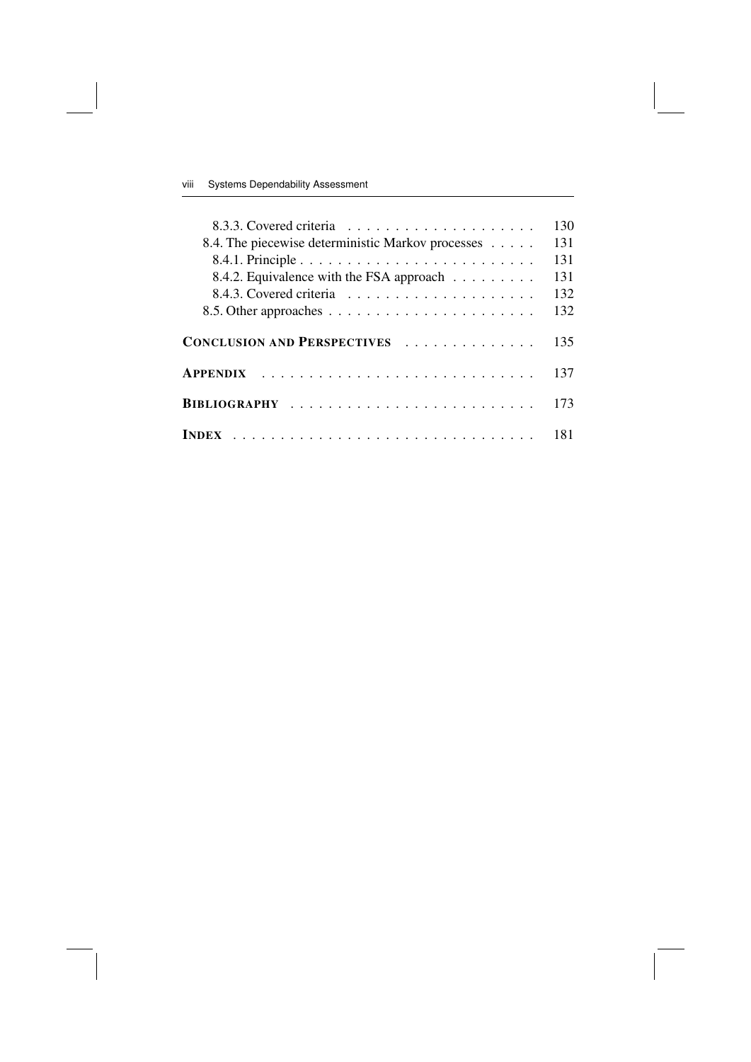8.3.3. Covered criteria . . . . . . . . . . . . . . . . . . . . 130

8.4. The piecewise deterministic Markov processes . . . . . 131

8.4.1. Principle . . . . . . . . . . . . . . . . . . . . . . . . . 131

8.4.2. Equivalence with the FSA approach . . . . . . . . . 131

8.4.3. Covered criteria . . . . . . . . . . . . . . . . . . . . 132

8.5. Other approaches . . . . . . . . . . . . . . . . . . . . . . 132

**CONCLUSION AND PERSPECTIVES** . . . . . . . . . . . . . 135

**APPENDIX** . . . . . . . . . . . . . . . . . . . . . . . . . . . . . 137

**BIBLIOGRAPHY** . . . . . . . . . . . . . . . . . . . . . . . . . 173

**INDEX** . . . . . . . . . . . . . . . . . . . . . . . . . . . . . . . 181